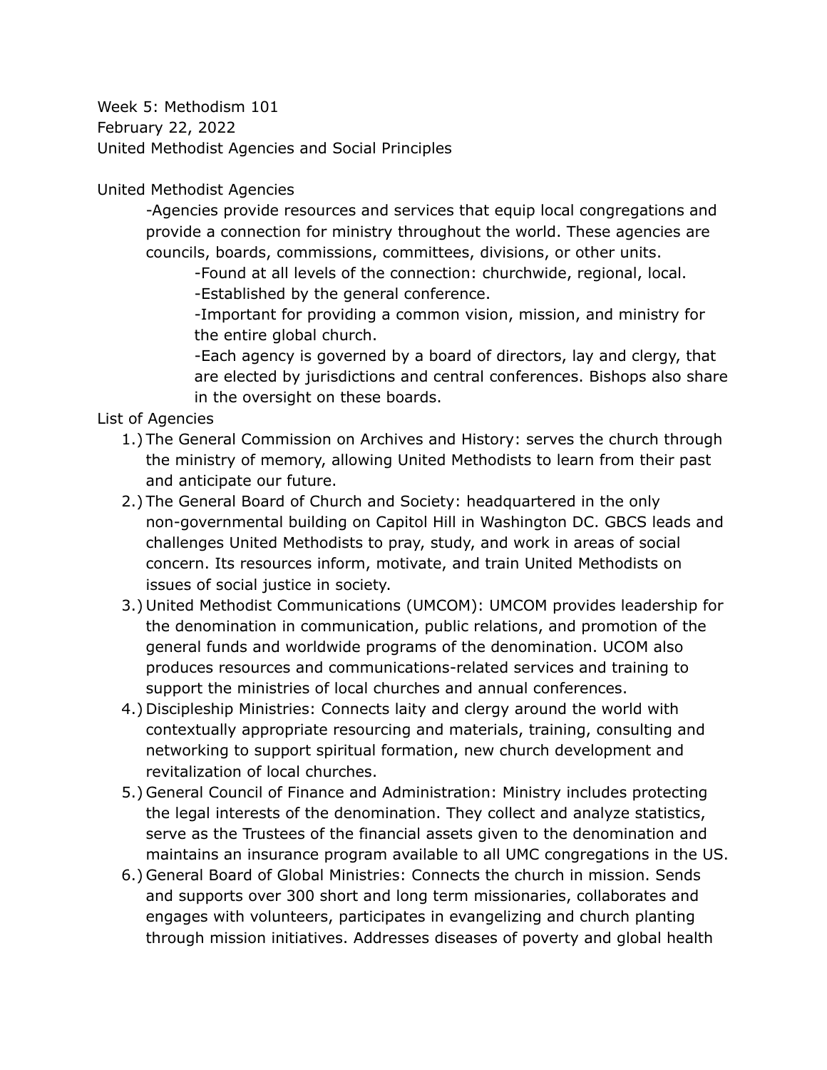Week 5: Methodism 101
February 22, 2022
United Methodist Agencies and Social Principles

United Methodist Agencies

- Agencies provide resources and services that equip local congregations and provide a connection for ministry throughout the world. These agencies are councils, boards, commissions, committees, divisions, or other units.
  - Found at all levels of the connection: churchwide, regional, local.
  - Established by the general conference.
  - Important for providing a common vision, mission, and ministry for the entire global church.
  - Each agency is governed by a board of directors, lay and clergy, that are elected by jurisdictions and central conferences. Bishops also share in the oversight on these boards.

List of Agencies

1.) The General Commission on Archives and History: serves the church through the ministry of memory, allowing United Methodists to learn from their past and anticipate our future.
2.) The General Board of Church and Society: headquartered in the only non-governmental building on Capitol Hill in Washington DC. GBCS leads and challenges United Methodists to pray, study, and work in areas of social concern. Its resources inform, motivate, and train United Methodists on issues of social justice in society.
3.) United Methodist Communications (UMCOM): UMCOM provides leadership for the denomination in communication, public relations, and promotion of the general funds and worldwide programs of the denomination. UCOM also produces resources and communications-related services and training to support the ministries of local churches and annual conferences.
4.) Discipleship Ministries: Connects laity and clergy around the world with contextually appropriate resourcing and materials, training, consulting and networking to support spiritual formation, new church development and revitalization of local churches.
5.) General Council of Finance and Administration: Ministry includes protecting the legal interests of the denomination. They collect and analyze statistics, serve as the Trustees of the financial assets given to the denomination and maintains an insurance program available to all UMC congregations in the US.
6.) General Board of Global Ministries: Connects the church in mission. Sends and supports over 300 short and long term missionaries, collaborates and engages with volunteers, participates in evangelizing and church planting through mission initiatives. Addresses diseases of poverty and global health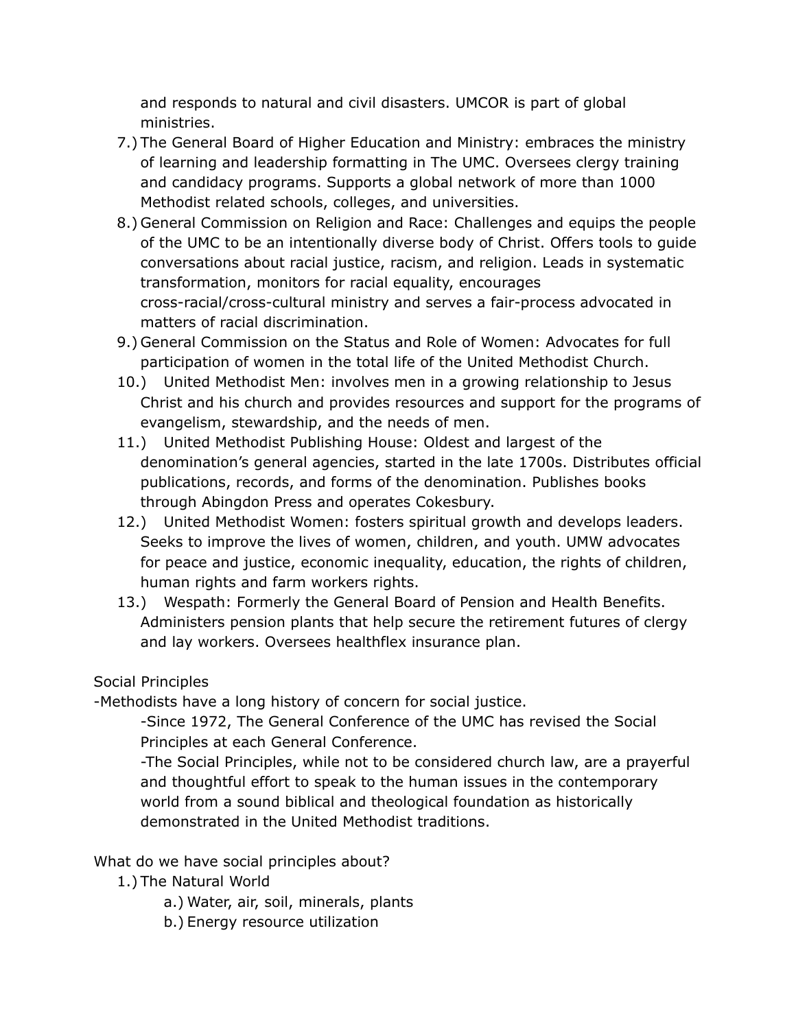and responds to natural and civil disasters. UMCOR is part of global ministries.

7.) The General Board of Higher Education and Ministry: embraces the ministry of learning and leadership formatting in The UMC. Oversees clergy training and candidacy programs. Supports a global network of more than 1000 Methodist related schools, colleges, and universities.
8.) General Commission on Religion and Race: Challenges and equips the people of the UMC to be an intentionally diverse body of Christ. Offers tools to guide conversations about racial justice, racism, and religion. Leads in systematic transformation, monitors for racial equality, encourages cross-racial/cross-cultural ministry and serves a fair-process advocated in matters of racial discrimination.
9.) General Commission on the Status and Role of Women: Advocates for full participation of women in the total life of the United Methodist Church.
10.) United Methodist Men: involves men in a growing relationship to Jesus Christ and his church and provides resources and support for the programs of evangelism, stewardship, and the needs of men.
11.) United Methodist Publishing House: Oldest and largest of the denomination's general agencies, started in the late 1700s. Distributes official publications, records, and forms of the denomination. Publishes books through Abingdon Press and operates Cokesbury.
12.) United Methodist Women: fosters spiritual growth and develops leaders. Seeks to improve the lives of women, children, and youth. UMW advocates for peace and justice, economic inequality, education, the rights of children, human rights and farm workers rights.
13.) Wespath: Formerly the General Board of Pension and Health Benefits. Administers pension plants that help secure the retirement futures of clergy and lay workers. Oversees healthflex insurance plan.

Social Principles

-Methodists have a long history of concern for social justice.

-Since 1972, The General Conference of the UMC has revised the Social Principles at each General Conference.

-The Social Principles, while not to be considered church law, are a prayerful and thoughtful effort to speak to the human issues in the contemporary world from a sound biblical and theological foundation as historically demonstrated in the United Methodist traditions.

What do we have social principles about?

1.) The Natural World
    a.) Water, air, soil, minerals, plants
    b.) Energy resource utilization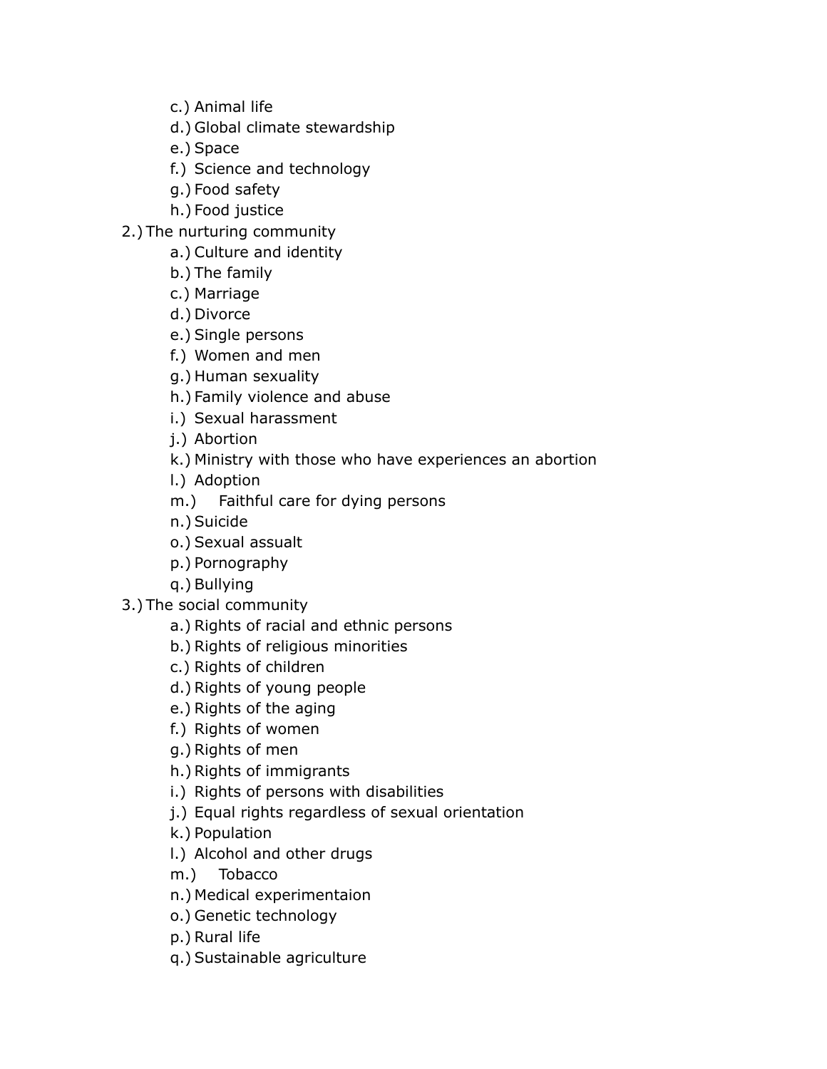c.) Animal life
d.) Global climate stewardship
e.) Space
f.) Science and technology
g.) Food safety
h.) Food justice

2.) The nurturing community
   a.) Culture and identity
   b.) The family
   c.) Marriage
   d.) Divorce
   e.) Single persons
   f.) Women and men
   g.) Human sexuality
   h.) Family violence and abuse
   i.) Sexual harassment
   j.) Abortion
   k.) Ministry with those who have experiences an abortion
   l.) Adoption
   m.) Faithful care for dying persons
   n.) Suicide
   o.) Sexual assualt
   p.) Pornography
   q.) Bullying

3.) The social community
   a.) Rights of racial and ethnic persons
   b.) Rights of religious minorities
   c.) Rights of children
   d.) Rights of young people
   e.) Rights of the aging
   f.) Rights of women
   g.) Rights of men
   h.) Rights of immigrants
   i.) Rights of persons with disabilities
   j.) Equal rights regardless of sexual orientation
   k.) Population
   l.) Alcohol and other drugs
   m.) Tobacco
   n.) Medical experimentaion
   o.) Genetic technology
   p.) Rural life
   q.) Sustainable agriculture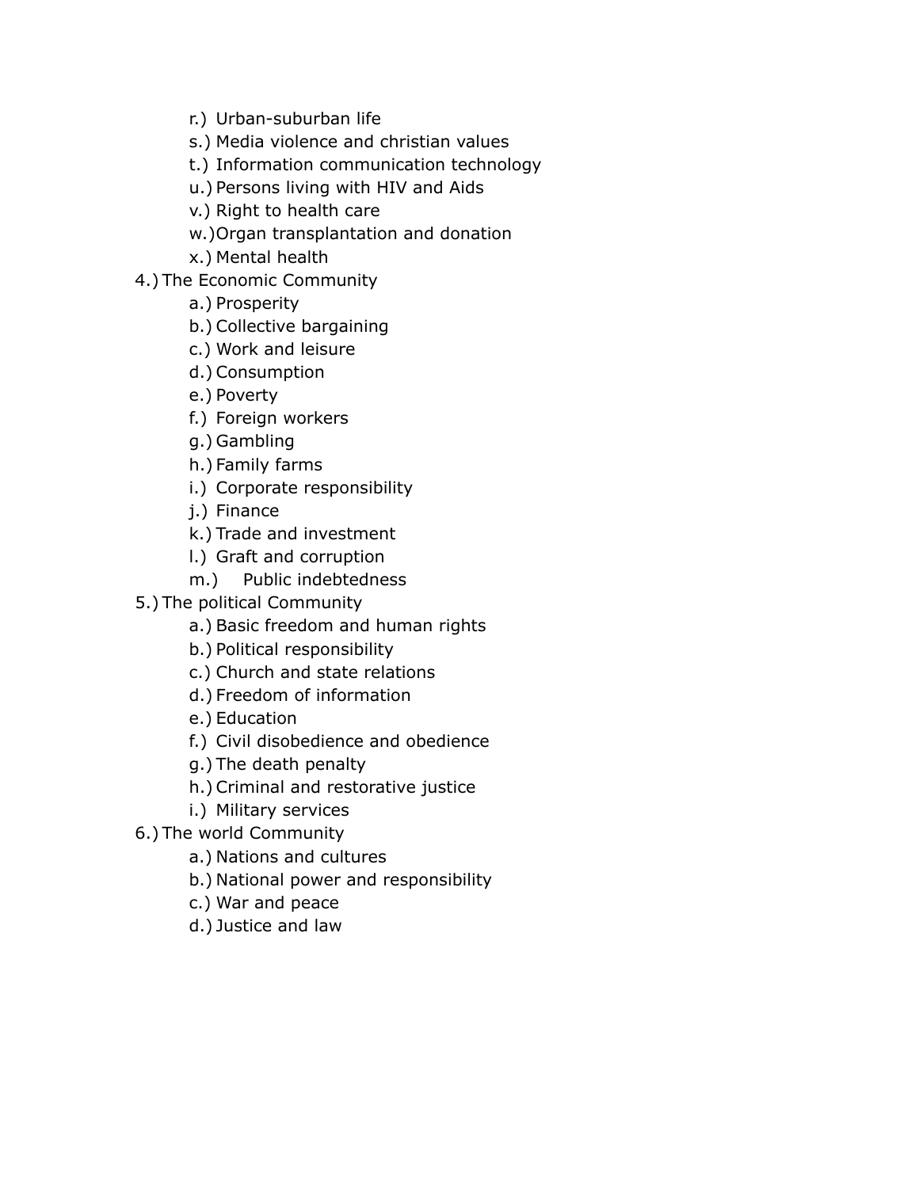r.) Urban-suburban life
s.) Media violence and christian values
t.) Information communication technology
u.) Persons living with HIV and Aids
v.) Right to health care
w.) Organ transplantation and donation
x.) Mental health

4.) The Economic Community
a.) Prosperity
b.) Collective bargaining
c.) Work and leisure
d.) Consumption
e.) Poverty
f.) Foreign workers
g.) Gambling
h.) Family farms
i.) Corporate responsibility
j.) Finance
k.) Trade and investment
l.) Graft and corruption
m.) Public indebtedness

5.) The political Community
a.) Basic freedom and human rights
b.) Political responsibility
c.) Church and state relations
d.) Freedom of information
e.) Education
f.) Civil disobedience and obedience
g.) The death penalty
h.) Criminal and restorative justice
i.) Military services

6.) The world Community
a.) Nations and cultures
b.) National power and responsibility
c.) War and peace
d.) Justice and law